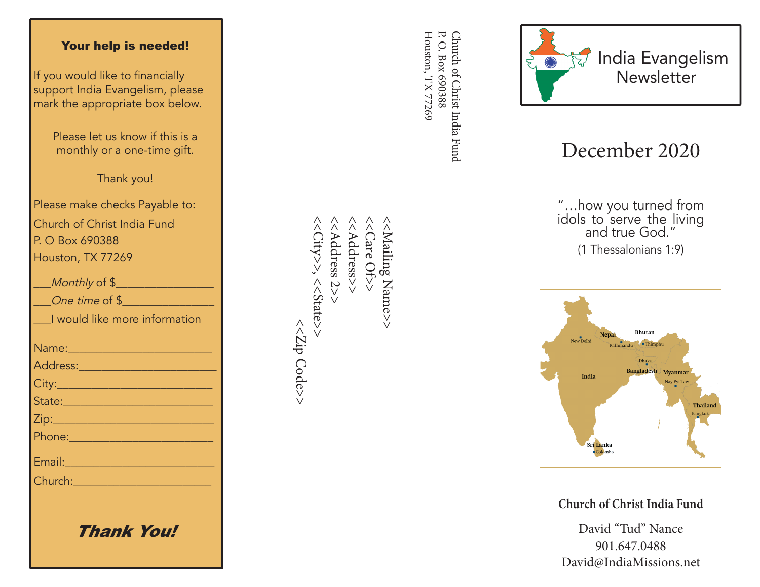## Your help is needed!

If you would like to financially support India Evangelism, please mark the appropriate box below.

Please let us know if this is a monthly or a one-time gift.

Thank you!

Please make checks Payable to:

Church of Christ India Fund
P. O Box 690388
Houston, TX 77269

___*Monthly* of $_______________

___*One time* of $_______________

___I would like more information

Name:_______________________

Address:_____________________

City:_________________________

State:________________________

Zip:__________________________

Phone:_______________________

Email:_______________________

Church:______________________

***Thank You!***

Church of Christ India Fund
P. O. Box 690388
Houston, TX 77269

<<Mailing Name>>
<<Care Of>>
<<Address>>
<<Address 2>>
<<City>>, <<State>>
<<Zip Code>>

# India Evangelism Newsletter

## December 2020

"…how you turned from idols to serve the living and true God."
(1 Thessalonians 1:9)

**Church of Christ India Fund**

David "Tud" Nance
901.647.0488
David@IndiaMissions.net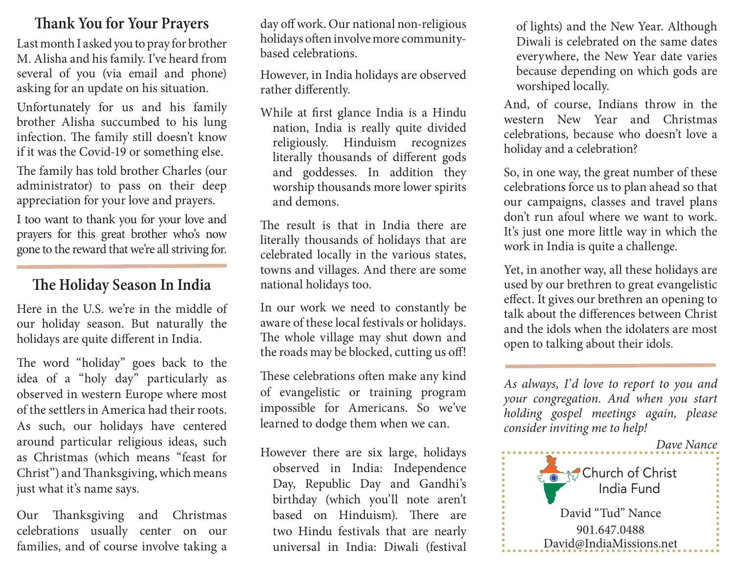## Thank You for Your Prayers

Last month I asked you to pray for brother M. Alisha and his family. I've heard from several of you (via email and phone) asking for an update on his situation.

Unfortunately for us and his family brother Alisha succumbed to his lung infection. The family still doesn't know if it was the Covid-19 or something else.

The family has told brother Charles (our administrator) to pass on their deep appreciation for your love and prayers.

I too want to thank you for your love and prayers for this great brother who's now gone to the reward that we're all striving for.

---

## The Holiday Season In India

Here in the U.S. we're in the middle of our holiday season. But naturally the holidays are quite different in India.

The word "holiday" goes back to the idea of a "holy day" particularly as observed in western Europe where most of the settlers in America had their roots. As such, our holidays have centered around particular religious ideas, such as Christmas (which means "feast for Christ") and Thanksgiving, which means just what it's name says.

Our Thanksgiving and Christmas celebrations usually center on our families, and of course involve taking a day off work. Our national non-religious holidays often involve more community-based celebrations.

However, in India holidays are observed rather differently.

While at first glance India is a Hindu nation, India is really quite divided religiously. Hinduism recognizes literally thousands of different gods and goddesses. In addition they worship thousands more lower spirits and demons.

The result is that in India there are literally thousands of holidays that are celebrated locally in the various states, towns and villages. And there are some national holidays too.

In our work we need to constantly be aware of these local festivals or holidays. The whole village may shut down and the roads may be blocked, cutting us off!

These celebrations often make any kind of evangelistic or training program impossible for Americans. So we've learned to dodge them when we can.

However there are six large, holidays observed in India: Independence Day, Republic Day and Gandhi's birthday (which you'll note aren't based on Hinduism). There are two Hindu festivals that are nearly universal in India: Diwali (festival of lights) and the New Year. Although Diwali is celebrated on the same dates everywhere, the New Year date varies because depending on which gods are worshiped locally.

And, of course, Indians throw in the western New Year and Christmas celebrations, because who doesn't love a holiday and a celebration?

So, in one way, the great number of these celebrations force us to plan ahead so that our campaigns, classes and travel plans don't run afoul where we want to work. It's just one more little way in which the work in India is quite a challenge.

Yet, in another way, all these holidays are used by our brethren to great evangelistic effect. It gives our brethren an opening to talk about the differences between Christ and the idols when the idolaters are most open to talking about their idols.

---

*As always, I'd love to report to you and your congregation. And when you start holding gospel meetings again, please consider inviting me to help!*

*Dave Nance*

Church of Christ
India Fund

David "Tud" Nance
901.647.0488
David@IndiaMissions.net